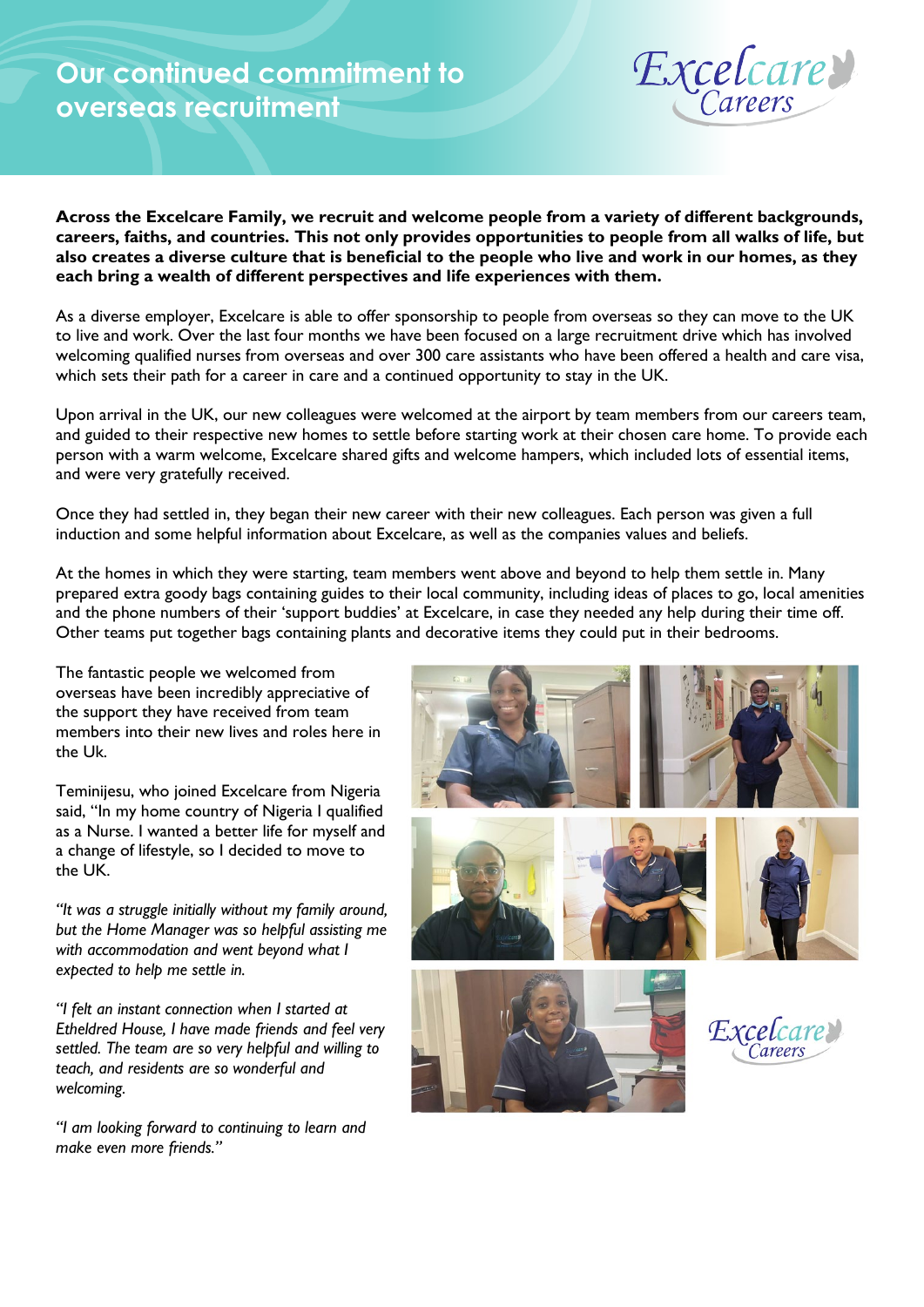# Our continued commitment to overseas recruitment

**Across the Excelcare Family, we recruit and welcome people from a variety of different backgrounds, careers, faiths, and countries. This not only provides opportunities to people from all walks of life, but also creates a diverse culture that is beneficial to the people who live and work in our homes, as they each bring a wealth of different perspectives and life experiences with them.**

As a diverse employer, Excelcare is able to offer sponsorship to people from overseas so they can move to the UK to live and work. Over the last four months we have been focused on a large recruitment drive which has involved welcoming qualified nurses from overseas and over 300 care assistants who have been offered a health and care visa, which sets their path for a career in care and a continued opportunity to stay in the UK.

Upon arrival in the UK, our new colleagues were welcomed at the airport by team members from our careers team, and guided to their respective new homes to settle before starting work at their chosen care home. To provide each person with a warm welcome, Excelcare shared gifts and welcome hampers, which included lots of essential items, and were very gratefully received.

Once they had settled in, they began their new career with their new colleagues. Each person was given a full induction and some helpful information about Excelcare, as well as the companies values and beliefs.

At the homes in which they were starting, team members went above and beyond to help them settle in. Many prepared extra goody bags containing guides to their local community, including ideas of places to go, local amenities and the phone numbers of their 'support buddies' at Excelcare, in case they needed any help during their time off. Other teams put together bags containing plants and decorative items they could put in their bedrooms.

The fantastic people we welcomed from overseas have been incredibly appreciative of the support they have received from team members into their new lives and roles here in the Uk.

Teminijesu, who joined Excelcare from Nigeria said, "In my home country of Nigeria I qualified as a Nurse. I wanted a better life for myself and a change of lifestyle, so I decided to move to the UK.

*"It was a struggle initially without my family around, but the Home Manager was so helpful assisting me with accommodation and went beyond what I expected to help me settle in.*

*"I felt an instant connection when I started at Etheldred House, I have made friends and feel very settled. The team are so very helpful and willing to teach, and residents are so wonderful and welcoming.*

*"I am looking forward to continuing to learn and make even more friends."*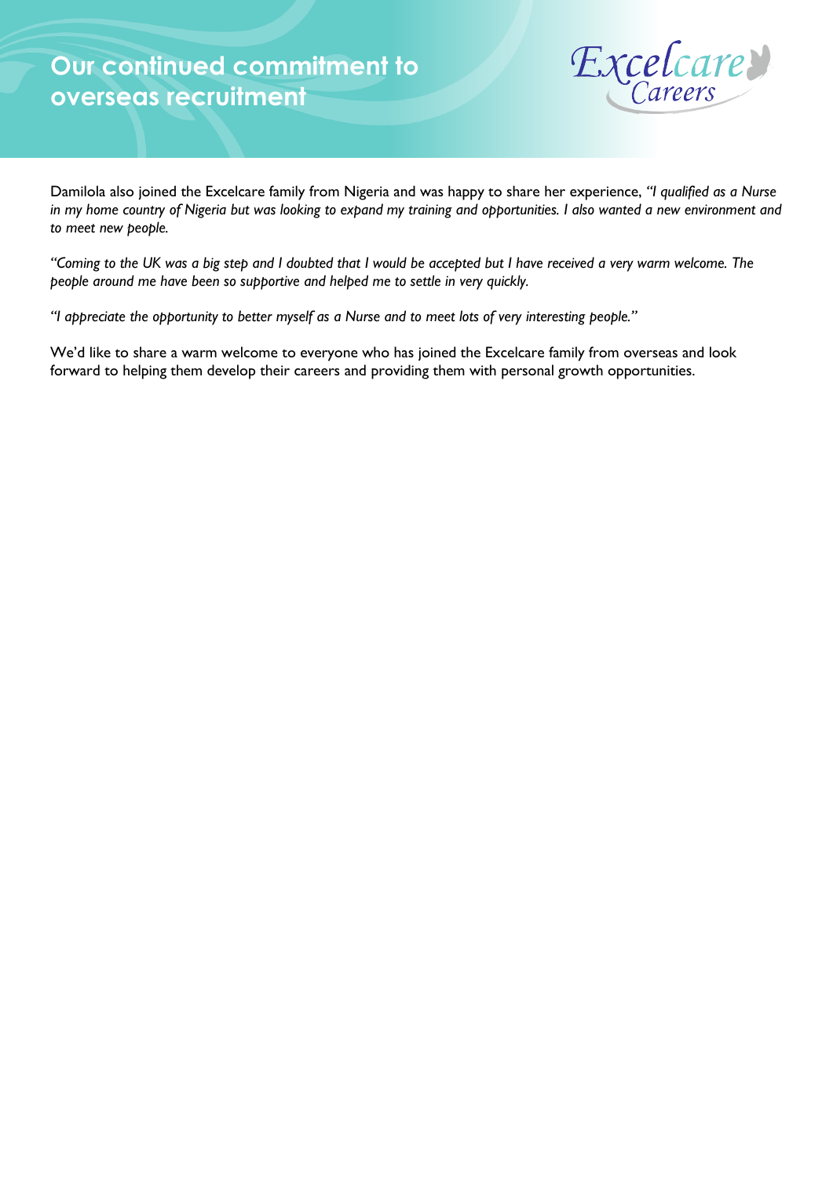# Our continued commitment to overseas recruitment

Excelcare Careers

Damilola also joined the Excelcare family from Nigeria and was happy to share her experience, *"I qualified as a Nurse in my home country of Nigeria but was looking to expand my training and opportunities. I also wanted a new environment and to meet new people.*

*"Coming to the UK was a big step and I doubted that I would be accepted but I have received a very warm welcome. The people around me have been so supportive and helped me to settle in very quickly.*

*"I appreciate the opportunity to better myself as a Nurse and to meet lots of very interesting people."*

We'd like to share a warm welcome to everyone who has joined the Excelcare family from overseas and look forward to helping them develop their careers and providing them with personal growth opportunities.